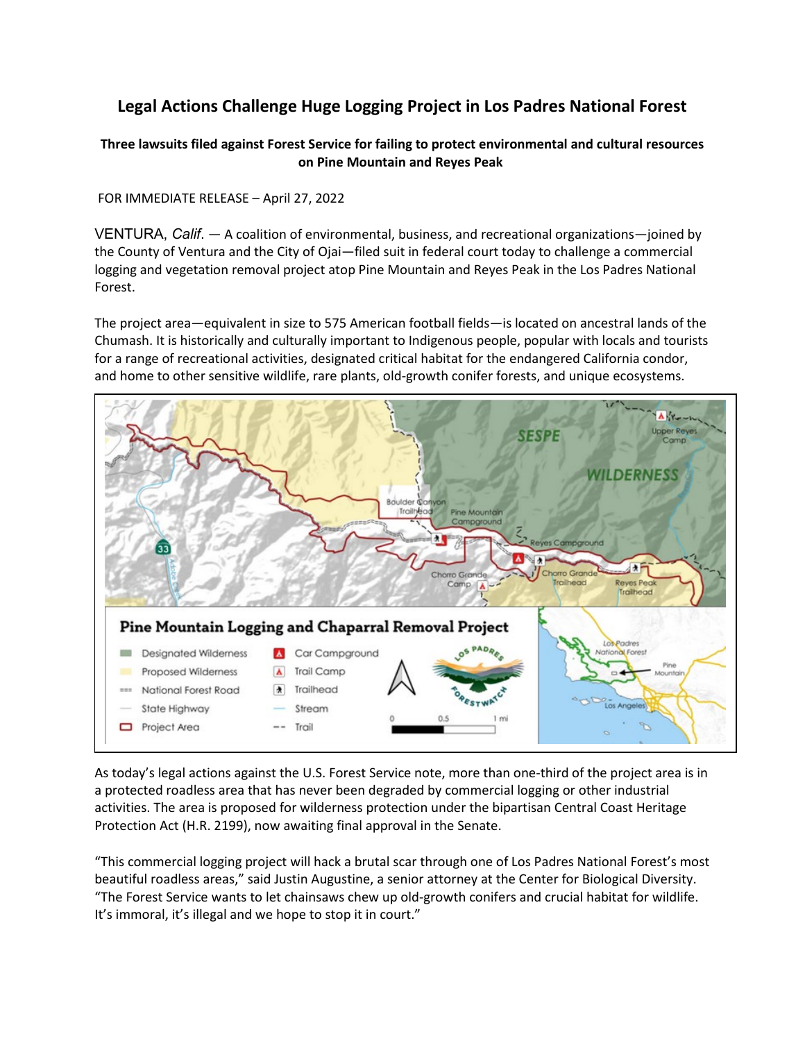# Legal Actions Challenge Huge Logging Project in Los Padres National Forest

**Three lawsuits filed against Forest Service for failing to protect environmental and cultural resources on Pine Mountain and Reyes Peak**

FOR IMMEDIATE RELEASE – April 27, 2022

VENTURA, *Calif.* — A coalition of environmental, business, and recreational organizations—joined by the County of Ventura and the City of Ojai—filed suit in federal court today to challenge a commercial logging and vegetation removal project atop Pine Mountain and Reyes Peak in the Los Padres National Forest.

The project area—equivalent in size to 575 American football fields—is located on ancestral lands of the Chumash. It is historically and culturally important to Indigenous people, popular with locals and tourists for a range of recreational activities, designated critical habitat for the endangered California condor, and home to other sensitive wildlife, rare plants, old-growth conifer forests, and unique ecosystems.

As today's legal actions against the U.S. Forest Service note, more than one-third of the project area is in a protected roadless area that has never been degraded by commercial logging or other industrial activities. The area is proposed for wilderness protection under the bipartisan Central Coast Heritage Protection Act (H.R. 2199), now awaiting final approval in the Senate.

"This commercial logging project will hack a brutal scar through one of Los Padres National Forest's most beautiful roadless areas," said Justin Augustine, a senior attorney at the Center for Biological Diversity. "The Forest Service wants to let chainsaws chew up old-growth conifers and crucial habitat for wildlife. It's immoral, it's illegal and we hope to stop it in court."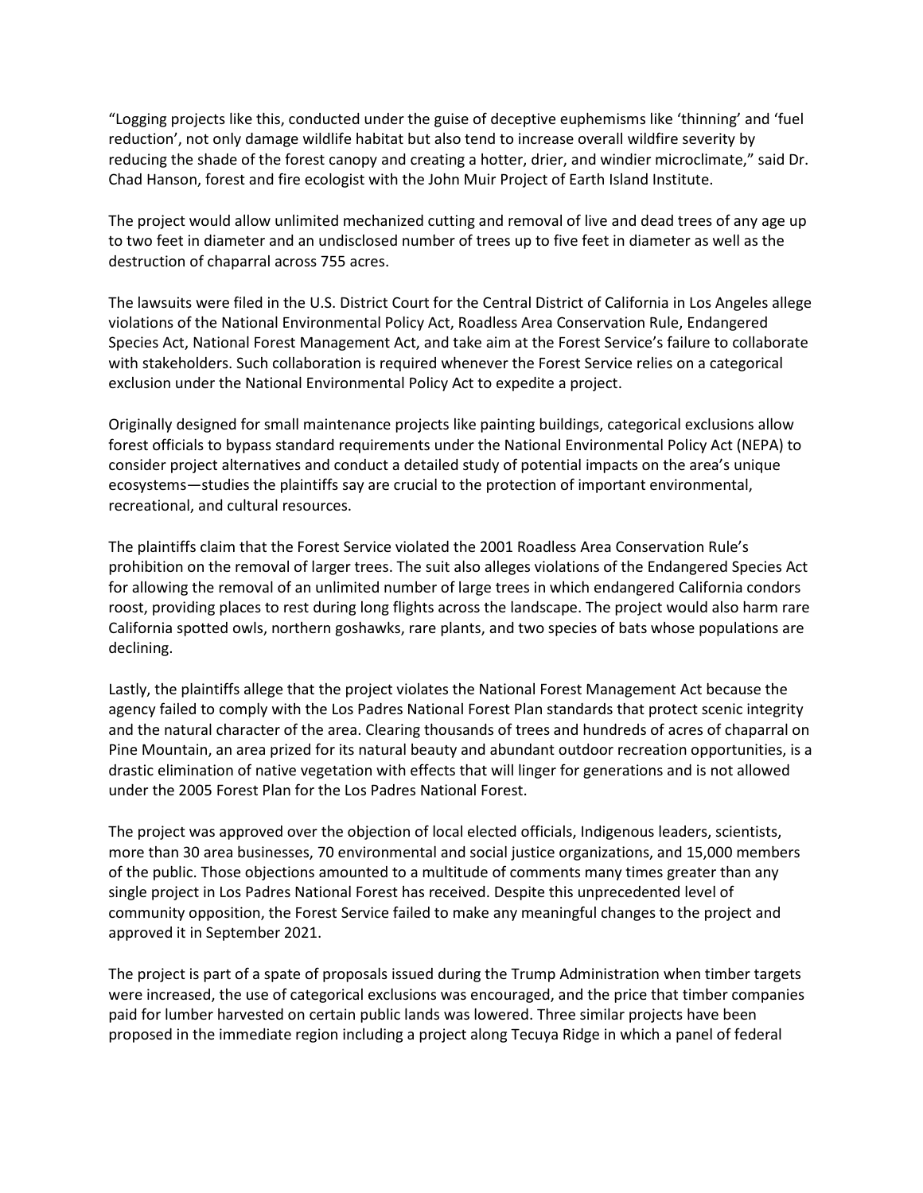"Logging projects like this, conducted under the guise of deceptive euphemisms like 'thinning' and 'fuel reduction', not only damage wildlife habitat but also tend to increase overall wildfire severity by reducing the shade of the forest canopy and creating a hotter, drier, and windier microclimate," said Dr. Chad Hanson, forest and fire ecologist with the John Muir Project of Earth Island Institute.

The project would allow unlimited mechanized cutting and removal of live and dead trees of any age up to two feet in diameter and an undisclosed number of trees up to five feet in diameter as well as the destruction of chaparral across 755 acres.

The lawsuits were filed in the U.S. District Court for the Central District of California in Los Angeles allege violations of the National Environmental Policy Act, Roadless Area Conservation Rule, Endangered Species Act, National Forest Management Act, and take aim at the Forest Service's failure to collaborate with stakeholders. Such collaboration is required whenever the Forest Service relies on a categorical exclusion under the National Environmental Policy Act to expedite a project.

Originally designed for small maintenance projects like painting buildings, categorical exclusions allow forest officials to bypass standard requirements under the National Environmental Policy Act (NEPA) to consider project alternatives and conduct a detailed study of potential impacts on the area's unique ecosystems—studies the plaintiffs say are crucial to the protection of important environmental, recreational, and cultural resources.

The plaintiffs claim that the Forest Service violated the 2001 Roadless Area Conservation Rule's prohibition on the removal of larger trees. The suit also alleges violations of the Endangered Species Act for allowing the removal of an unlimited number of large trees in which endangered California condors roost, providing places to rest during long flights across the landscape. The project would also harm rare California spotted owls, northern goshawks, rare plants, and two species of bats whose populations are declining.

Lastly, the plaintiffs allege that the project violates the National Forest Management Act because the agency failed to comply with the Los Padres National Forest Plan standards that protect scenic integrity and the natural character of the area. Clearing thousands of trees and hundreds of acres of chaparral on Pine Mountain, an area prized for its natural beauty and abundant outdoor recreation opportunities, is a drastic elimination of native vegetation with effects that will linger for generations and is not allowed under the 2005 Forest Plan for the Los Padres National Forest.

The project was approved over the objection of local elected officials, Indigenous leaders, scientists, more than 30 area businesses, 70 environmental and social justice organizations, and 15,000 members of the public. Those objections amounted to a multitude of comments many times greater than any single project in Los Padres National Forest has received. Despite this unprecedented level of community opposition, the Forest Service failed to make any meaningful changes to the project and approved it in September 2021.

The project is part of a spate of proposals issued during the Trump Administration when timber targets were increased, the use of categorical exclusions was encouraged, and the price that timber companies paid for lumber harvested on certain public lands was lowered. Three similar projects have been proposed in the immediate region including a project along Tecuya Ridge in which a panel of federal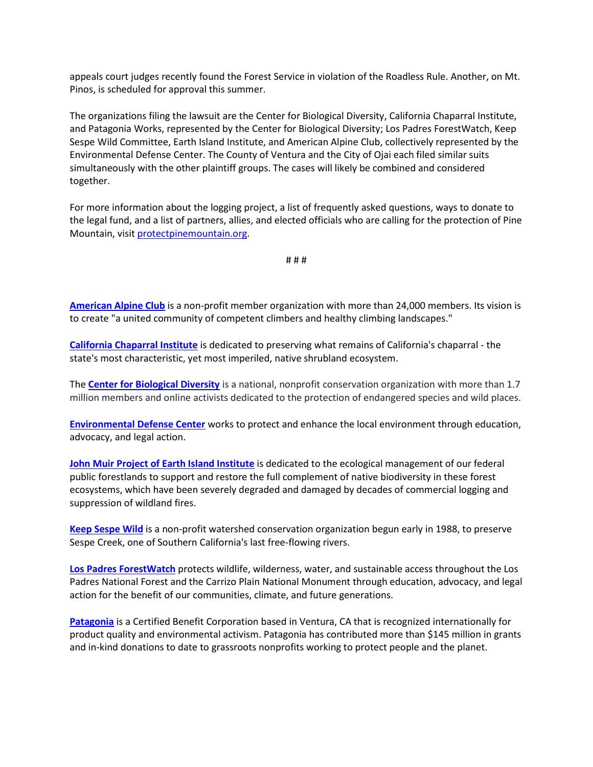appeals court judges recently found the Forest Service in violation of the Roadless Rule. Another, on Mt. Pinos, is scheduled for approval this summer.

The organizations filing the lawsuit are the Center for Biological Diversity, California Chaparral Institute, and Patagonia Works, represented by the Center for Biological Diversity; Los Padres ForestWatch, Keep Sespe Wild Committee, Earth Island Institute, and American Alpine Club, collectively represented by the Environmental Defense Center. The County of Ventura and the City of Ojai each filed similar suits simultaneously with the other plaintiff groups. The cases will likely be combined and considered together.

For more information about the logging project, a list of frequently asked questions, ways to donate to the legal fund, and a list of partners, allies, and elected officials who are calling for the protection of Pine Mountain, visit [protectpinemountain.org](protectpinemountain.org).

# # #

**[American Alpine Club]()** is a non-profit member organization with more than 24,000 members. Its vision is to create "a united community of competent climbers and healthy climbing landscapes."

**[California Chaparral Institute]()** is dedicated to preserving what remains of California's chaparral - the state's most characteristic, yet most imperiled, native shrubland ecosystem.

The **[Center for Biological Diversity]()** is a national, nonprofit conservation organization with more than 1.7 million members and online activists dedicated to the protection of endangered species and wild places.

**[Environmental Defense Center]()** works to protect and enhance the local environment through education, advocacy, and legal action.

**[John Muir Project of Earth Island Institute]()** is dedicated to the ecological management of our federal public forestlands to support and restore the full complement of native biodiversity in these forest ecosystems, which have been severely degraded and damaged by decades of commercial logging and suppression of wildland fires.

**[Keep Sespe Wild]()** is a non-profit watershed conservation organization begun early in 1988, to preserve Sespe Creek, one of Southern California's last free-flowing rivers.

**[Los Padres ForestWatch]()** protects wildlife, wilderness, water, and sustainable access throughout the Los Padres National Forest and the Carrizo Plain National Monument through education, advocacy, and legal action for the benefit of our communities, climate, and future generations.

**[Patagonia]()** is a Certified Benefit Corporation based in Ventura, CA that is recognized internationally for product quality and environmental activism. Patagonia has contributed more than $145 million in grants and in-kind donations to date to grassroots nonprofits working to protect people and the planet.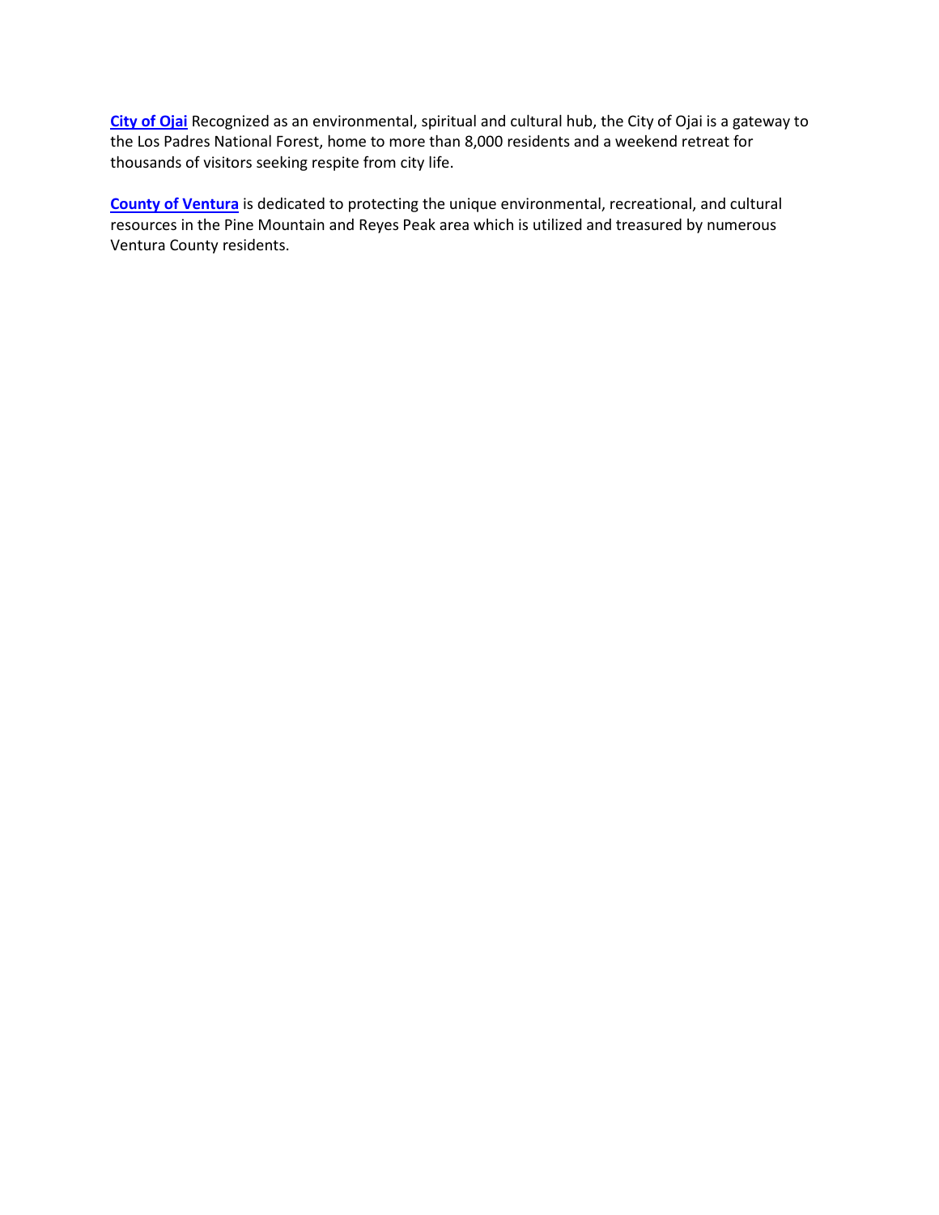**City of Ojai** Recognized as an environmental, spiritual and cultural hub, the City of Ojai is a gateway to the Los Padres National Forest, home to more than 8,000 residents and a weekend retreat for thousands of visitors seeking respite from city life.

**County of Ventura** is dedicated to protecting the unique environmental, recreational, and cultural resources in the Pine Mountain and Reyes Peak area which is utilized and treasured by numerous Ventura County residents.